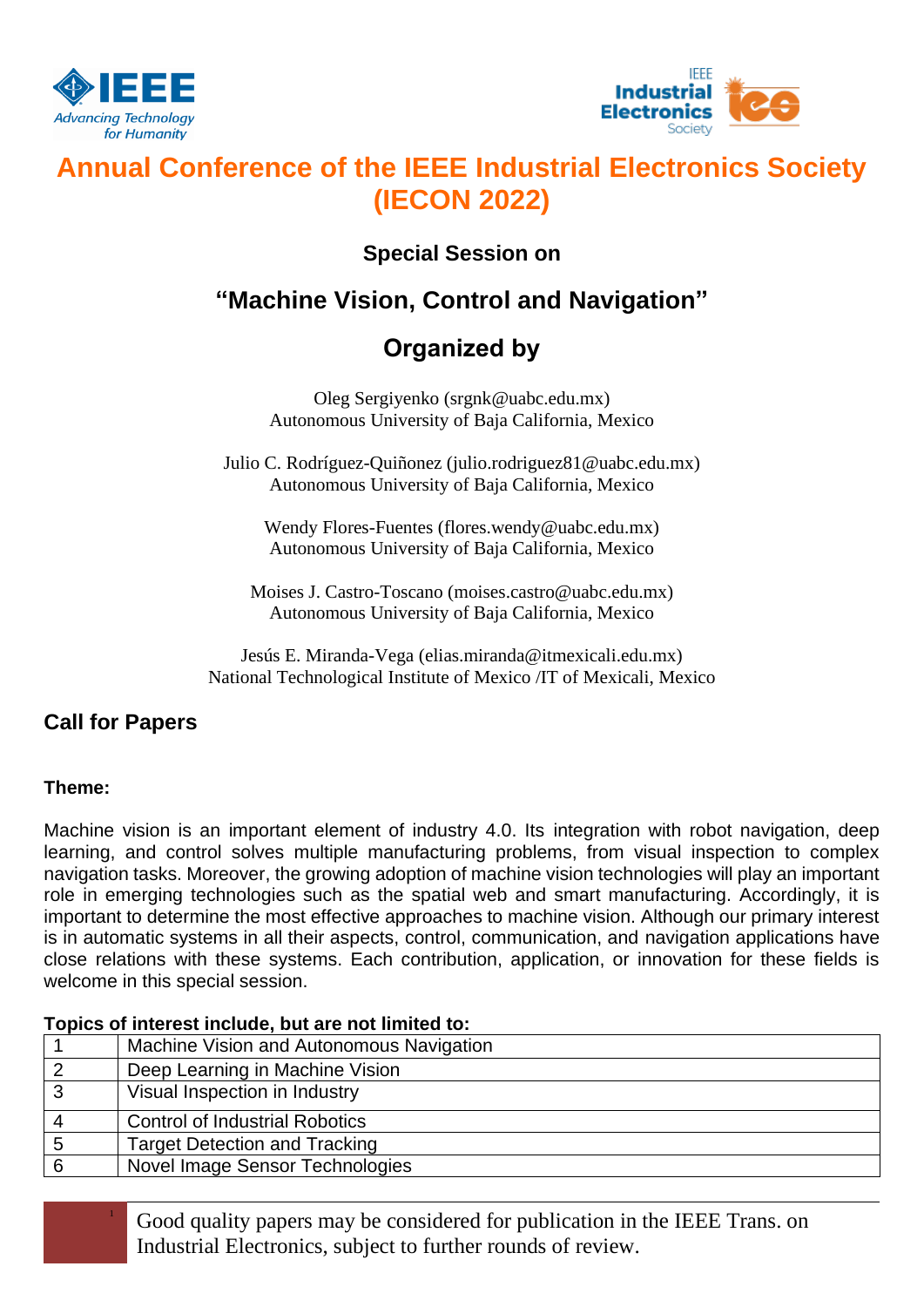# Annual Conference of the IEEE Industrial Electronics Society (IECON 2022)

## Special Session on

## "Machine Vision, Control and Navigation"

## Organized by

Oleg Sergiyenko (srgnk@uabc.edu.mx)
Autonomous University of Baja California, Mexico

Julio C. Rodríguez-Quiñonez (julio.rodriguez81@uabc.edu.mx)
Autonomous University of Baja California, Mexico

Wendy Flores-Fuentes (flores.wendy@uabc.edu.mx)
Autonomous University of Baja California, Mexico

Moises J. Castro-Toscano (moises.castro@uabc.edu.mx)
Autonomous University of Baja California, Mexico

Jesús E. Miranda-Vega (elias.miranda@itmexicali.edu.mx)
National Technological Institute of Mexico /IT of Mexicali, Mexico

## Call for Papers

**Theme:**

Machine vision is an important element of industry 4.0. Its integration with robot navigation, deep learning, and control solves multiple manufacturing problems, from visual inspection to complex navigation tasks. Moreover, the growing adoption of machine vision technologies will play an important role in emerging technologies such as the spatial web and smart manufacturing. Accordingly, it is important to determine the most effective approaches to machine vision. Although our primary interest is in automatic systems in all their aspects, control, communication, and navigation applications have close relations with these systems. Each contribution, application, or innovation for these fields is welcome in this special session.

**Topics of interest include, but are not limited to:**

| | |
|---|---|
| 1 | Machine Vision and Autonomous Navigation |
| 2 | Deep Learning in Machine Vision |
| 3 | Visual Inspection in Industry |
| 4 | Control of Industrial Robotics |
| 5 | Target Detection and Tracking |
| 6 | Novel Image Sensor Technologies |

Good quality papers may be considered for publication in the IEEE Trans. on Industrial Electronics, subject to further rounds of review.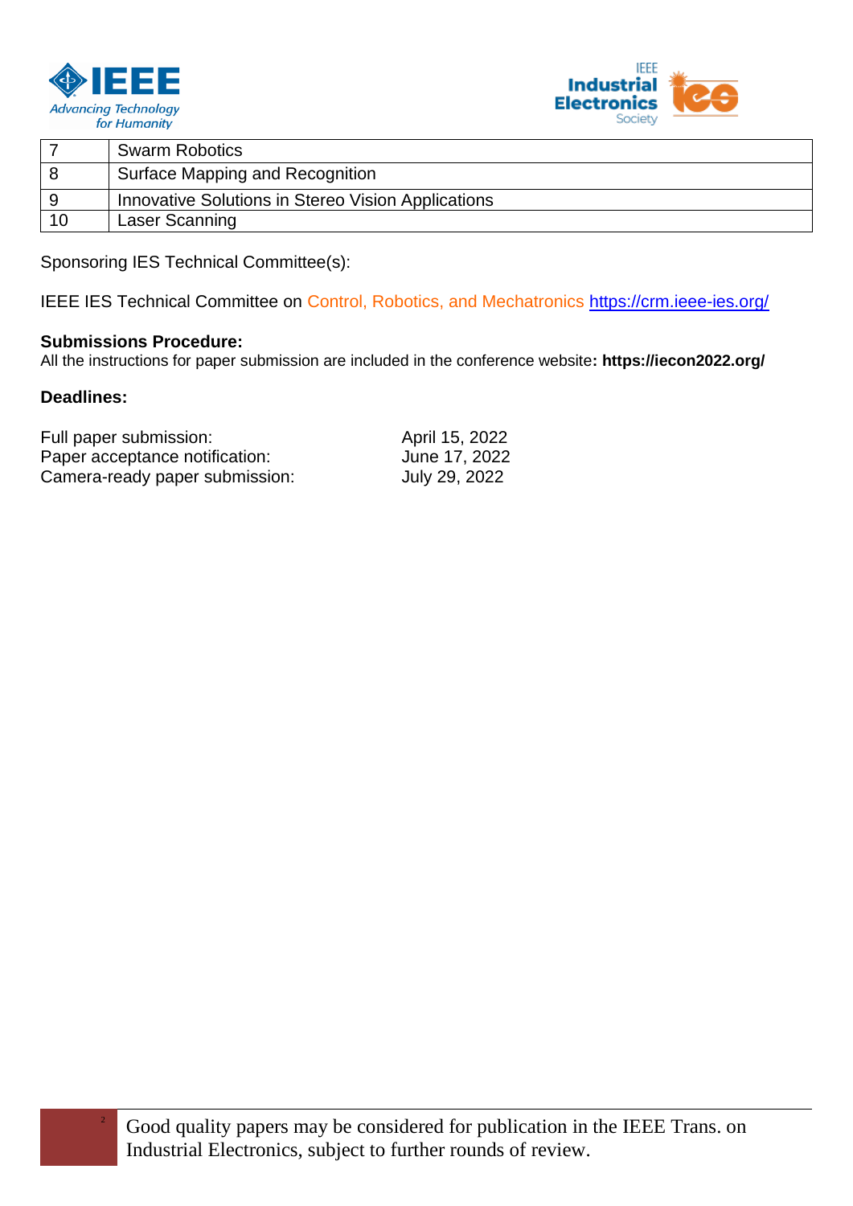| | |
|---|---|
| 7 | Swarm Robotics |
| 8 | Surface Mapping and Recognition |
| 9 | Innovative Solutions in Stereo Vision Applications |
| 10 | Laser Scanning |

Sponsoring IES Technical Committee(s):

IEEE IES Technical Committee on Control, Robotics, and Mechatronics https://crm.ieee-ies.org/

**Submissions Procedure:**
All the instructions for paper submission are included in the conference website**: https://iecon2022.org/**

**Deadlines:**

| | |
|---|---|
| Full paper submission: | April 15, 2022 |
| Paper acceptance notification: | June 17, 2022 |
| Camera-ready paper submission: | July 29, 2022 |

Good quality papers may be considered for publication in the IEEE Trans. on Industrial Electronics, subject to further rounds of review.